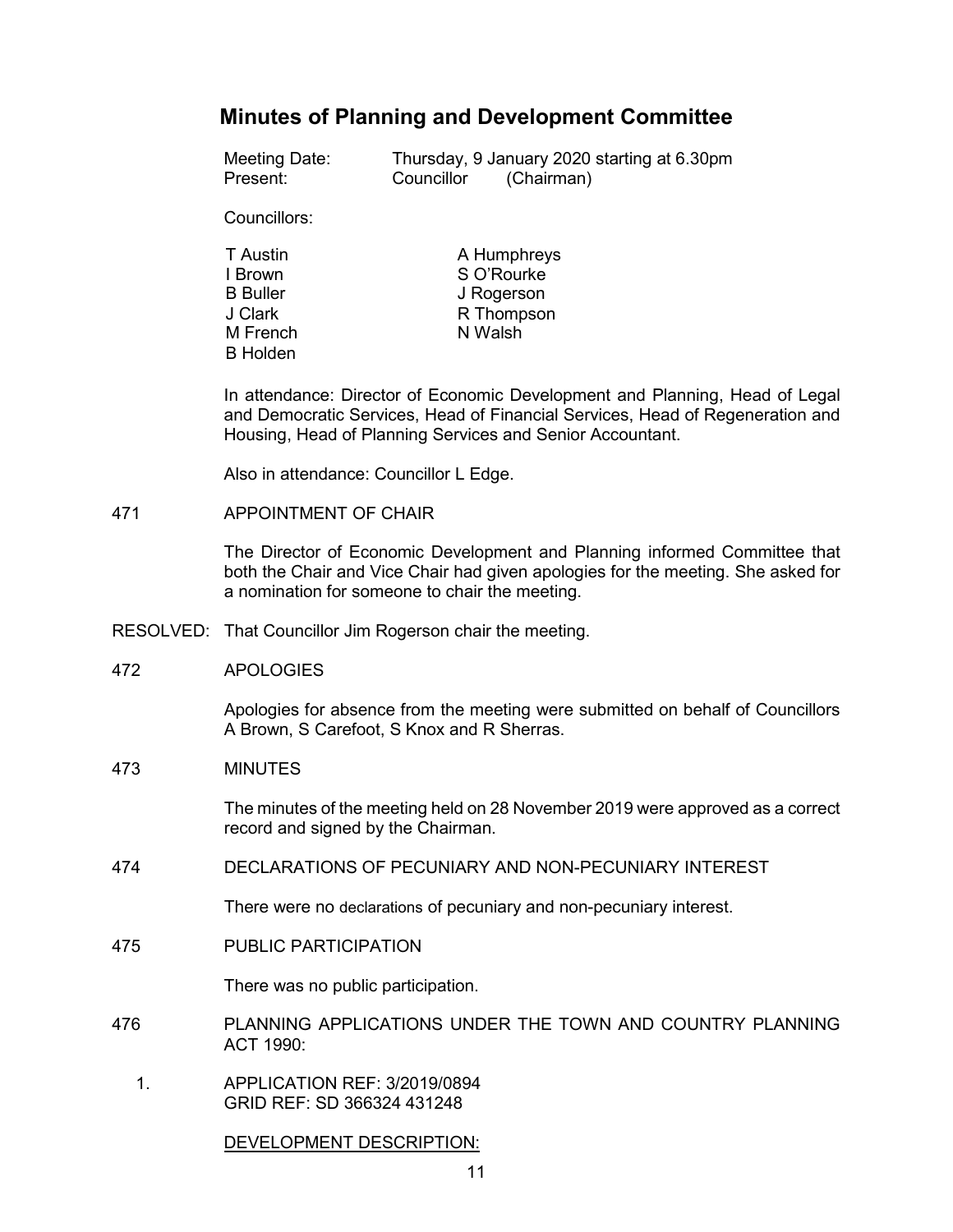# Minutes of Planning and Development Committee

Meeting Date: Thursday, 9 January 2020 starting at 6.30pm
Present: Councillor (Chairman)

Councillors:

| | |
|---|---|
| T Austin | A Humphreys |
| I Brown | S O'Rourke |
| B Buller | J Rogerson |
| J Clark | R Thompson |
| M French | N Walsh |
| B Holden | |

In attendance: Director of Economic Development and Planning, Head of Legal and Democratic Services, Head of Financial Services, Head of Regeneration and Housing, Head of Planning Services and Senior Accountant.

Also in attendance: Councillor L Edge.

471 APPOINTMENT OF CHAIR

The Director of Economic Development and Planning informed Committee that both the Chair and Vice Chair had given apologies for the meeting. She asked for a nomination for someone to chair the meeting.

RESOLVED: That Councillor Jim Rogerson chair the meeting.

472 APOLOGIES

Apologies for absence from the meeting were submitted on behalf of Councillors A Brown, S Carefoot, S Knox and R Sherras.

473 MINUTES

The minutes of the meeting held on 28 November 2019 were approved as a correct record and signed by the Chairman.

474 DECLARATIONS OF PECUNIARY AND NON-PECUNIARY INTEREST

There were no declarations of pecuniary and non-pecuniary interest.

475 PUBLIC PARTICIPATION

There was no public participation.

476 PLANNING APPLICATIONS UNDER THE TOWN AND COUNTRY PLANNING ACT 1990:

1. APPLICATION REF: 3/2019/0894
   GRID REF: SD 366324 431248

   DEVELOPMENT DESCRIPTION: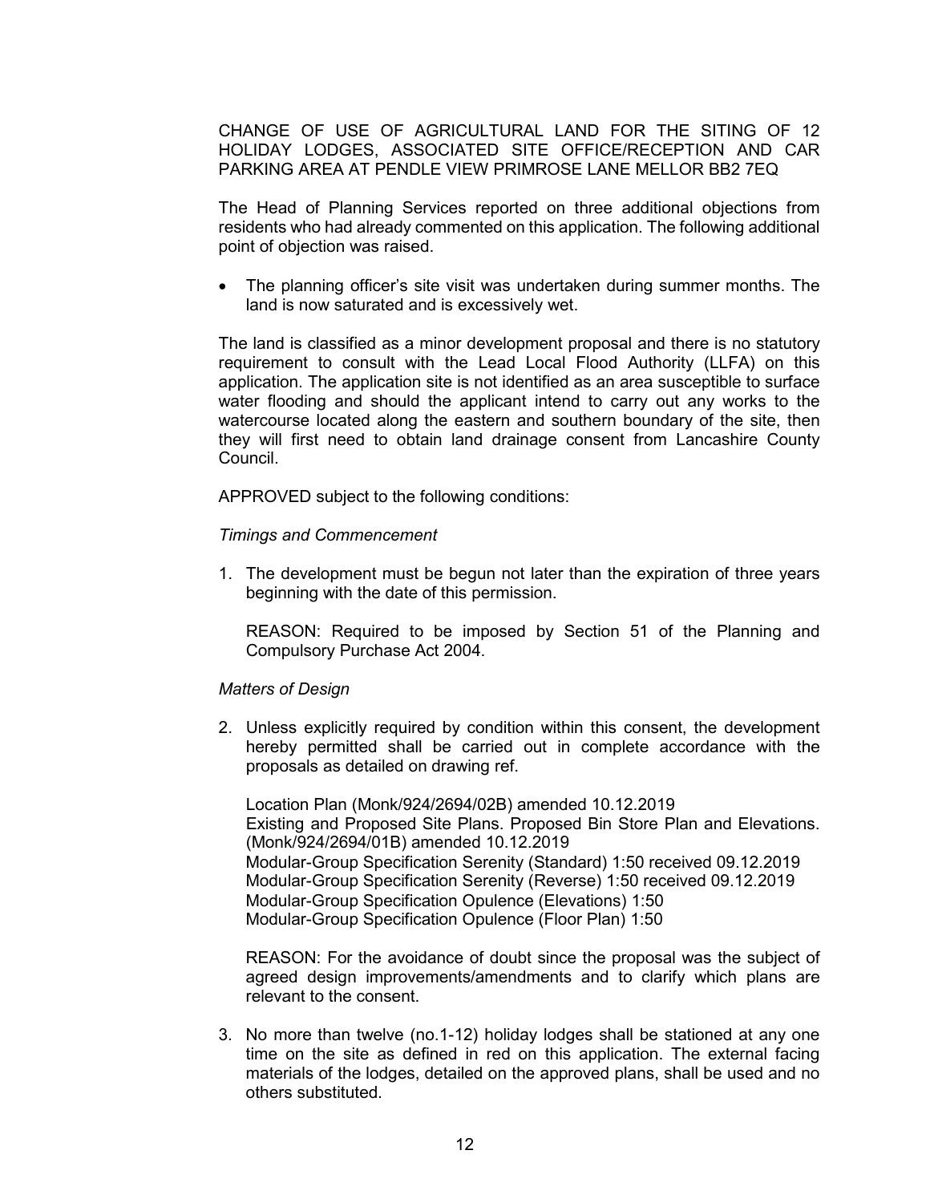CHANGE OF USE OF AGRICULTURAL LAND FOR THE SITING OF 12 HOLIDAY LODGES, ASSOCIATED SITE OFFICE/RECEPTION AND CAR PARKING AREA AT PENDLE VIEW PRIMROSE LANE MELLOR BB2 7EQ

The Head of Planning Services reported on three additional objections from residents who had already commented on this application. The following additional point of objection was raised.

- The planning officer's site visit was undertaken during summer months. The land is now saturated and is excessively wet.

The land is classified as a minor development proposal and there is no statutory requirement to consult with the Lead Local Flood Authority (LLFA) on this application. The application site is not identified as an area susceptible to surface water flooding and should the applicant intend to carry out any works to the watercourse located along the eastern and southern boundary of the site, then they will first need to obtain land drainage consent from Lancashire County Council.

APPROVED subject to the following conditions:

*Timings and Commencement*

1. The development must be begun not later than the expiration of three years beginning with the date of this permission.

   REASON: Required to be imposed by Section 51 of the Planning and Compulsory Purchase Act 2004.

*Matters of Design*

2. Unless explicitly required by condition within this consent, the development hereby permitted shall be carried out in complete accordance with the proposals as detailed on drawing ref.

   Location Plan (Monk/924/2694/02B) amended 10.12.2019
   Existing and Proposed Site Plans. Proposed Bin Store Plan and Elevations. (Monk/924/2694/01B) amended 10.12.2019
   Modular-Group Specification Serenity (Standard) 1:50 received 09.12.2019
   Modular-Group Specification Serenity (Reverse) 1:50 received 09.12.2019
   Modular-Group Specification Opulence (Elevations) 1:50
   Modular-Group Specification Opulence (Floor Plan) 1:50

   REASON: For the avoidance of doubt since the proposal was the subject of agreed design improvements/amendments and to clarify which plans are relevant to the consent.

3. No more than twelve (no.1-12) holiday lodges shall be stationed at any one time on the site as defined in red on this application. The external facing materials of the lodges, detailed on the approved plans, shall be used and no others substituted.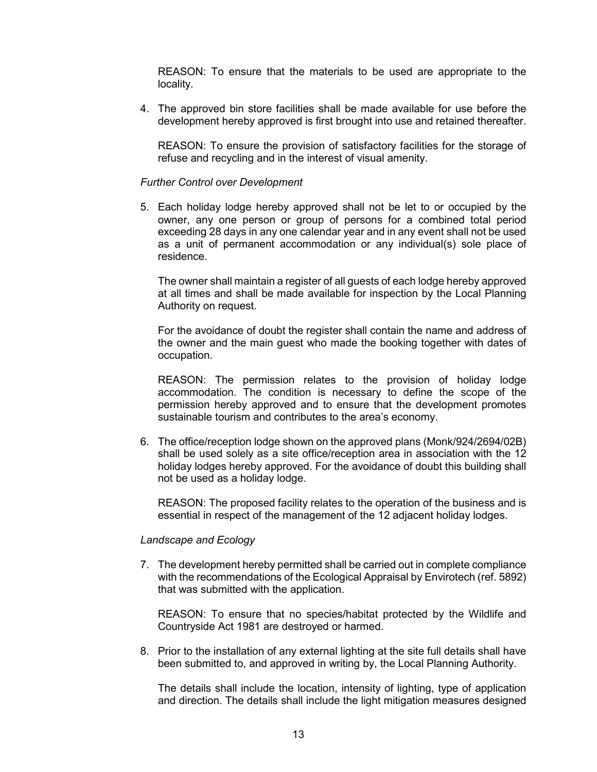REASON: To ensure that the materials to be used are appropriate to the locality.

4. The approved bin store facilities shall be made available for use before the development hereby approved is first brought into use and retained thereafter.

   REASON: To ensure the provision of satisfactory facilities for the storage of refuse and recycling and in the interest of visual amenity.

*Further Control over Development*

5. Each holiday lodge hereby approved shall not be let to or occupied by the owner, any one person or group of persons for a combined total period exceeding 28 days in any one calendar year and in any event shall not be used as a unit of permanent accommodation or any individual(s) sole place of residence.

   The owner shall maintain a register of all guests of each lodge hereby approved at all times and shall be made available for inspection by the Local Planning Authority on request.

   For the avoidance of doubt the register shall contain the name and address of the owner and the main guest who made the booking together with dates of occupation.

   REASON: The permission relates to the provision of holiday lodge accommodation. The condition is necessary to define the scope of the permission hereby approved and to ensure that the development promotes sustainable tourism and contributes to the area's economy.

6. The office/reception lodge shown on the approved plans (Monk/924/2694/02B) shall be used solely as a site office/reception area in association with the 12 holiday lodges hereby approved. For the avoidance of doubt this building shall not be used as a holiday lodge.

   REASON: The proposed facility relates to the operation of the business and is essential in respect of the management of the 12 adjacent holiday lodges.

*Landscape and Ecology*

7. The development hereby permitted shall be carried out in complete compliance with the recommendations of the Ecological Appraisal by Envirotech (ref. 5892) that was submitted with the application.

   REASON: To ensure that no species/habitat protected by the Wildlife and Countryside Act 1981 are destroyed or harmed.

8. Prior to the installation of any external lighting at the site full details shall have been submitted to, and approved in writing by, the Local Planning Authority.

   The details shall include the location, intensity of lighting, type of application and direction. The details shall include the light mitigation measures designed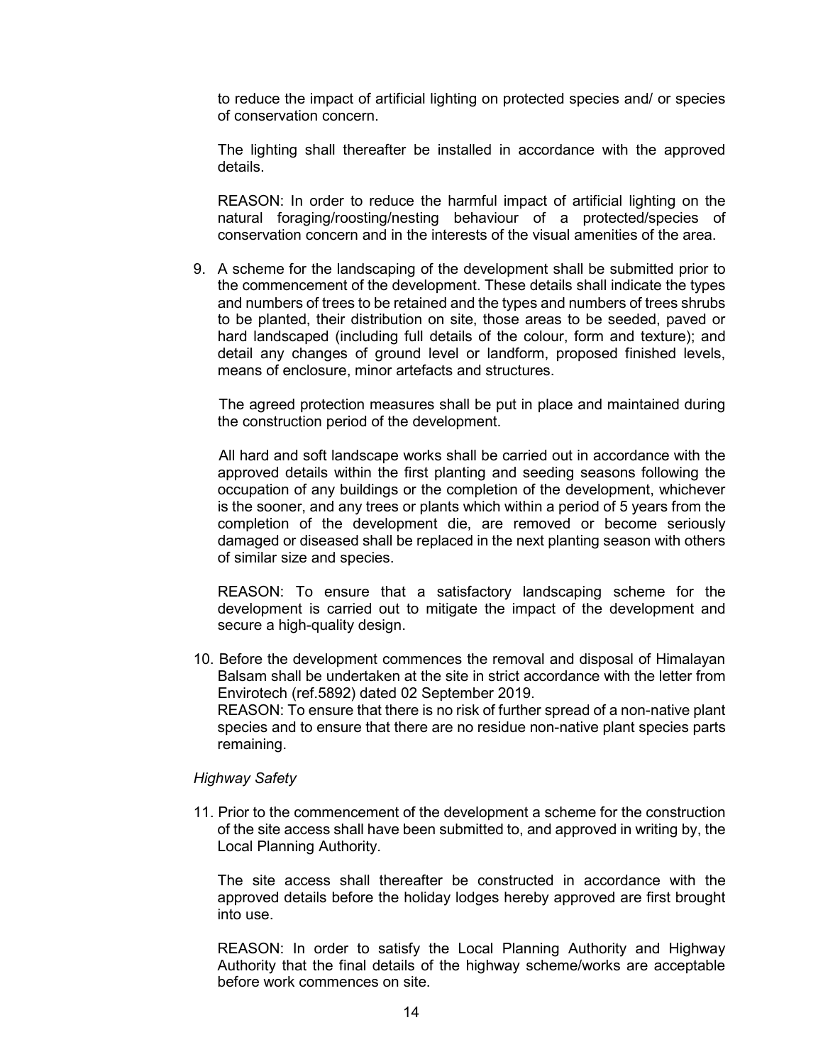to reduce the impact of artificial lighting on protected species and/ or species of conservation concern.

The lighting shall thereafter be installed in accordance with the approved details.

REASON: In order to reduce the harmful impact of artificial lighting on the natural foraging/roosting/nesting behaviour of a protected/species of conservation concern and in the interests of the visual amenities of the area.

9. A scheme for the landscaping of the development shall be submitted prior to the commencement of the development. These details shall indicate the types and numbers of trees to be retained and the types and numbers of trees shrubs to be planted, their distribution on site, those areas to be seeded, paved or hard landscaped (including full details of the colour, form and texture); and detail any changes of ground level or landform, proposed finished levels, means of enclosure, minor artefacts and structures.

   The agreed protection measures shall be put in place and maintained during the construction period of the development.

   All hard and soft landscape works shall be carried out in accordance with the approved details within the first planting and seeding seasons following the occupation of any buildings or the completion of the development, whichever is the sooner, and any trees or plants which within a period of 5 years from the completion of the development die, are removed or become seriously damaged or diseased shall be replaced in the next planting season with others of similar size and species.

   REASON: To ensure that a satisfactory landscaping scheme for the development is carried out to mitigate the impact of the development and secure a high-quality design.

10. Before the development commences the removal and disposal of Himalayan Balsam shall be undertaken at the site in strict accordance with the letter from Envirotech (ref.5892) dated 02 September 2019.
    REASON: To ensure that there is no risk of further spread of a non-native plant species and to ensure that there are no residue non-native plant species parts remaining.

*Highway Safety*

11. Prior to the commencement of the development a scheme for the construction of the site access shall have been submitted to, and approved in writing by, the Local Planning Authority.

    The site access shall thereafter be constructed in accordance with the approved details before the holiday lodges hereby approved are first brought into use.

    REASON: In order to satisfy the Local Planning Authority and Highway Authority that the final details of the highway scheme/works are acceptable before work commences on site.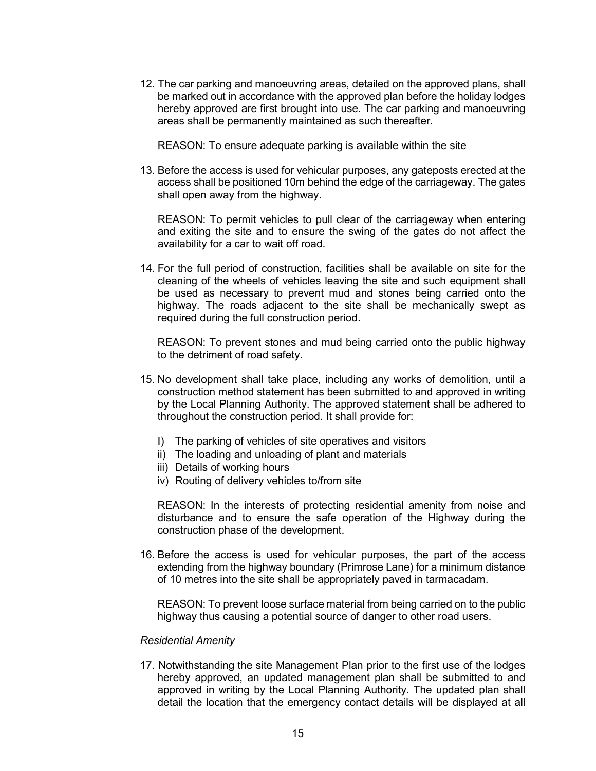12. The car parking and manoeuvring areas, detailed on the approved plans, shall be marked out in accordance with the approved plan before the holiday lodges hereby approved are first brought into use. The car parking and manoeuvring areas shall be permanently maintained as such thereafter.

    REASON: To ensure adequate parking is available within the site

13. Before the access is used for vehicular purposes, any gateposts erected at the access shall be positioned 10m behind the edge of the carriageway. The gates shall open away from the highway.

    REASON: To permit vehicles to pull clear of the carriageway when entering and exiting the site and to ensure the swing of the gates do not affect the availability for a car to wait off road.

14. For the full period of construction, facilities shall be available on site for the cleaning of the wheels of vehicles leaving the site and such equipment shall be used as necessary to prevent mud and stones being carried onto the highway. The roads adjacent to the site shall be mechanically swept as required during the full construction period.

    REASON: To prevent stones and mud being carried onto the public highway to the detriment of road safety.

15. No development shall take place, including any works of demolition, until a construction method statement has been submitted to and approved in writing by the Local Planning Authority. The approved statement shall be adhered to throughout the construction period. It shall provide for:

    I) The parking of vehicles of site operatives and visitors
    ii) The loading and unloading of plant and materials
    iii) Details of working hours
    iv) Routing of delivery vehicles to/from site

    REASON: In the interests of protecting residential amenity from noise and disturbance and to ensure the safe operation of the Highway during the construction phase of the development.

16. Before the access is used for vehicular purposes, the part of the access extending from the highway boundary (Primrose Lane) for a minimum distance of 10 metres into the site shall be appropriately paved in tarmacadam.

    REASON: To prevent loose surface material from being carried on to the public highway thus causing a potential source of danger to other road users.

*Residential Amenity*

17. Notwithstanding the site Management Plan prior to the first use of the lodges hereby approved, an updated management plan shall be submitted to and approved in writing by the Local Planning Authority. The updated plan shall detail the location that the emergency contact details will be displayed at all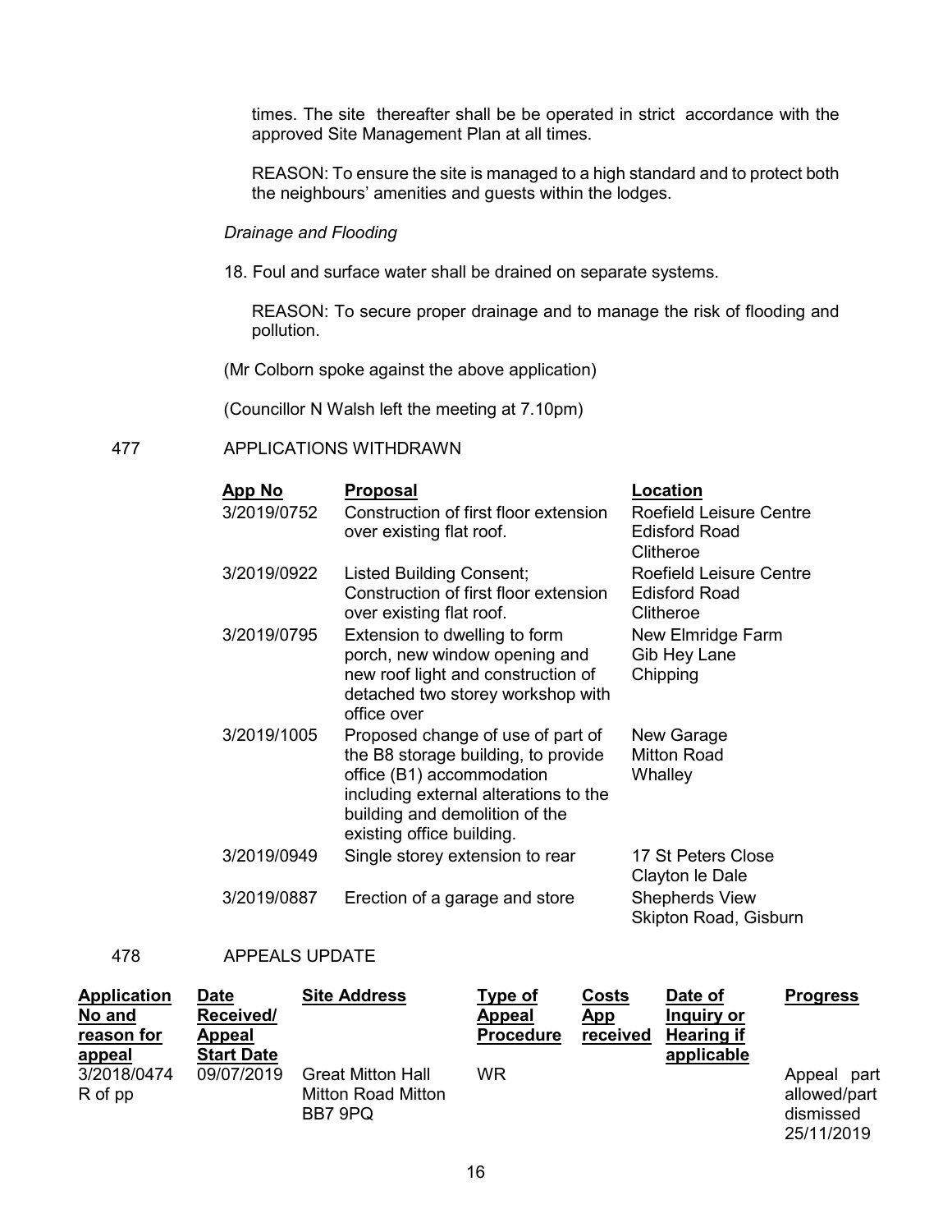times. The site thereafter shall be be operated in strict accordance with the approved Site Management Plan at all times.

REASON: To ensure the site is managed to a high standard and to protect both the neighbours' amenities and guests within the lodges.

*Drainage and Flooding*

18. Foul and surface water shall be drained on separate systems.

REASON: To secure proper drainage and to manage the risk of flooding and pollution.

(Mr Colborn spoke against the above application)

(Councillor N Walsh left the meeting at 7.10pm)

477 APPLICATIONS WITHDRAWN

| App No | Proposal | Location |
|---|---|---|
| 3/2019/0752 | Construction of first floor extension over existing flat roof. | Roefield Leisure Centre Edisford Road Clitheroe |
| 3/2019/0922 | Listed Building Consent; Construction of first floor extension over existing flat roof. | Roefield Leisure Centre Edisford Road Clitheroe |
| 3/2019/0795 | Extension to dwelling to form porch, new window opening and new roof light and construction of detached two storey workshop with office over | New Elmridge Farm Gib Hey Lane Chipping |
| 3/2019/1005 | Proposed change of use of part of the B8 storage building, to provide office (B1) accommodation including external alterations to the building and demolition of the existing office building. | New Garage Mitton Road Whalley |
| 3/2019/0949 | Single storey extension to rear | 17 St Peters Close Clayton le Dale |
| 3/2019/0887 | Erection of a garage and store | Shepherds View Skipton Road, Gisburn |

478 APPEALS UPDATE

| Application No and reason for appeal | Date Received/ Appeal Start Date | Site Address | Type of Appeal Procedure | Costs App received | Date of Inquiry or Hearing if applicable | Progress |
|---|---|---|---|---|---|---|
| 3/2018/0474 R of pp | 09/07/2019 | Great Mitton Hall Mitton Road Mitton BB7 9PQ | WR | | | Appeal part allowed/part dismissed 25/11/2019 |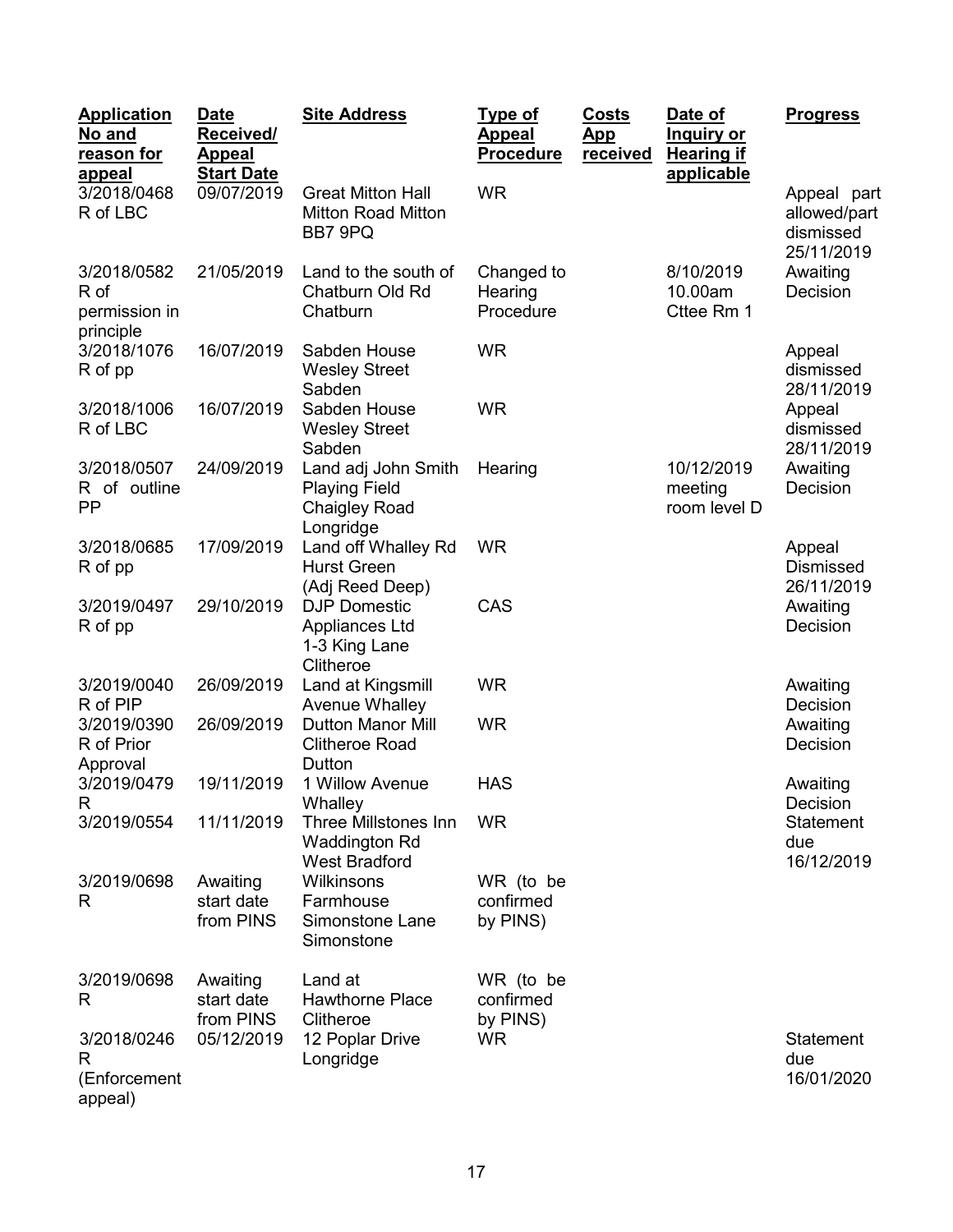| Application No and reason for appeal | Date Received/ Appeal Start Date | Site Address | Type of Appeal Procedure | Costs App received | Date of Inquiry or Hearing if applicable | Progress |
|---|---|---|---|---|---|---|
| 3/2018/0468 R of LBC | 09/07/2019 | Great Mitton Hall Mitton Road Mitton BB7 9PQ | WR | | | Appeal part allowed/part dismissed 25/11/2019 |
| 3/2018/0582 R of permission in principle | 21/05/2019 | Land to the south of Chatburn Old Rd Chatburn | Changed to Hearing Procedure | | 8/10/2019 10.00am Cttee Rm 1 | Awaiting Decision |
| 3/2018/1076 R of pp | 16/07/2019 | Sabden House Wesley Street Sabden | WR | | | Appeal dismissed 28/11/2019 |
| 3/2018/1006 R of LBC | 16/07/2019 | Sabden House Wesley Street Sabden | WR | | | Appeal dismissed 28/11/2019 |
| 3/2018/0507 R of outline PP | 24/09/2019 | Land adj John Smith Playing Field Chaigley Road Longridge | Hearing | | 10/12/2019 meeting room level D | Awaiting Decision |
| 3/2018/0685 R of pp | 17/09/2019 | Land off Whalley Rd Hurst Green (Adj Reed Deep) | WR | | | Appeal Dismissed 26/11/2019 |
| 3/2019/0497 R of pp | 29/10/2019 | DJP Domestic Appliances Ltd 1-3 King Lane Clitheroe | CAS | | | Awaiting Decision |
| 3/2019/0040 R of PIP | 26/09/2019 | Land at Kingsmill Avenue Whalley | WR | | | Awaiting Decision |
| 3/2019/0390 R of Prior Approval | 26/09/2019 | Dutton Manor Mill Clitheroe Road Dutton | WR | | | Awaiting Decision |
| 3/2019/0479 R | 19/11/2019 | 1 Willow Avenue Whalley | HAS | | | Awaiting Decision |
| 3/2019/0554 | 11/11/2019 | Three Millstones Inn Waddington Rd West Bradford | WR | | | Statement due 16/12/2019 |
| 3/2019/0698 R | Awaiting start date from PINS | Wilkinsons Farmhouse Simonstone Lane Simonstone | WR (to be confirmed by PINS) | | | |
| 3/2019/0698 R | Awaiting start date from PINS | Land at Hawthorne Place Clitheroe | WR (to be confirmed by PINS) | | | |
| 3/2018/0246 R (Enforcement appeal) | 05/12/2019 | 12 Poplar Drive Longridge | WR | | | Statement due 16/01/2020 |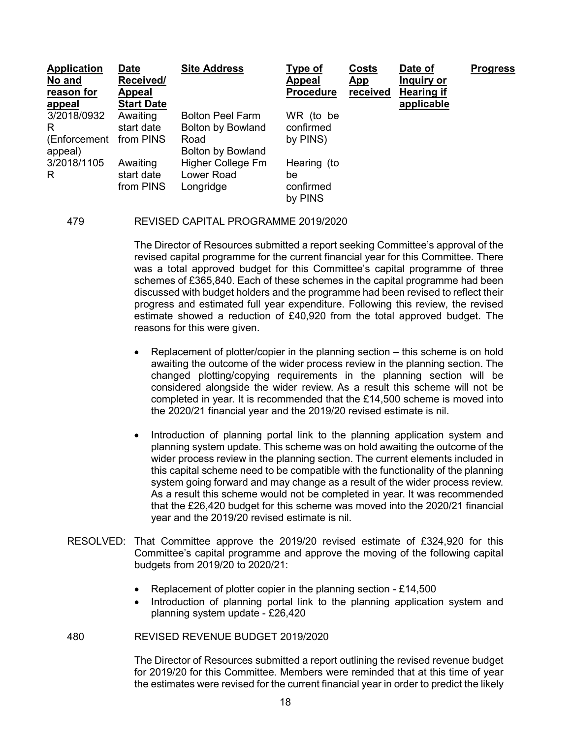| Application No and reason for appeal | Date Received/ Appeal Start Date | Site Address | Type of Appeal Procedure | Costs App received | Date of Inquiry or Hearing if applicable | Progress |
|---|---|---|---|---|---|---|
| 3/2018/0932 R (Enforcement appeal) | Awaiting start date from PINS | Bolton Peel Farm Bolton by Bowland Road Bolton by Bowland | WR (to be confirmed by PINS) | | | |
| 3/2018/1105 R | Awaiting start date from PINS | Higher College Fm Lower Road Longridge | Hearing (to be confirmed by PINS | | | |

479 REVISED CAPITAL PROGRAMME 2019/2020

The Director of Resources submitted a report seeking Committee's approval of the revised capital programme for the current financial year for this Committee. There was a total approved budget for this Committee's capital programme of three schemes of £365,840. Each of these schemes in the capital programme had been discussed with budget holders and the programme had been revised to reflect their progress and estimated full year expenditure. Following this review, the revised estimate showed a reduction of £40,920 from the total approved budget. The reasons for this were given.

- Replacement of plotter/copier in the planning section – this scheme is on hold awaiting the outcome of the wider process review in the planning section. The changed plotting/copying requirements in the planning section will be considered alongside the wider review. As a result this scheme will not be completed in year. It is recommended that the £14,500 scheme is moved into the 2020/21 financial year and the 2019/20 revised estimate is nil.
- Introduction of planning portal link to the planning application system and planning system update. This scheme was on hold awaiting the outcome of the wider process review in the planning section. The current elements included in this capital scheme need to be compatible with the functionality of the planning system going forward and may change as a result of the wider process review. As a result this scheme would not be completed in year. It was recommended that the £26,420 budget for this scheme was moved into the 2020/21 financial year and the 2019/20 revised estimate is nil.

RESOLVED: That Committee approve the 2019/20 revised estimate of £324,920 for this Committee's capital programme and approve the moving of the following capital budgets from 2019/20 to 2020/21:

- Replacement of plotter copier in the planning section - £14,500
- Introduction of planning portal link to the planning application system and planning system update - £26,420

480 REVISED REVENUE BUDGET 2019/2020

The Director of Resources submitted a report outlining the revised revenue budget for 2019/20 for this Committee. Members were reminded that at this time of year the estimates were revised for the current financial year in order to predict the likely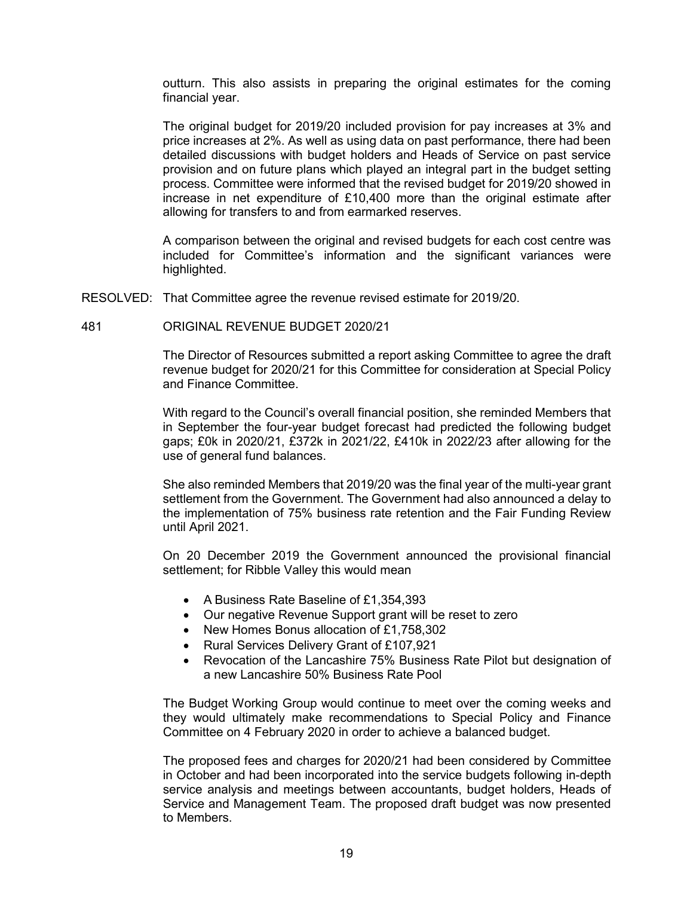outturn. This also assists in preparing the original estimates for the coming financial year.

The original budget for 2019/20 included provision for pay increases at 3% and price increases at 2%. As well as using data on past performance, there had been detailed discussions with budget holders and Heads of Service on past service provision and on future plans which played an integral part in the budget setting process. Committee were informed that the revised budget for 2019/20 showed in increase in net expenditure of £10,400 more than the original estimate after allowing for transfers to and from earmarked reserves.

A comparison between the original and revised budgets for each cost centre was included for Committee's information and the significant variances were highlighted.

RESOLVED: That Committee agree the revenue revised estimate for 2019/20.

481 ORIGINAL REVENUE BUDGET 2020/21

The Director of Resources submitted a report asking Committee to agree the draft revenue budget for 2020/21 for this Committee for consideration at Special Policy and Finance Committee.

With regard to the Council's overall financial position, she reminded Members that in September the four-year budget forecast had predicted the following budget gaps; £0k in 2020/21, £372k in 2021/22, £410k in 2022/23 after allowing for the use of general fund balances.

She also reminded Members that 2019/20 was the final year of the multi-year grant settlement from the Government. The Government had also announced a delay to the implementation of 75% business rate retention and the Fair Funding Review until April 2021.

On 20 December 2019 the Government announced the provisional financial settlement; for Ribble Valley this would mean

- A Business Rate Baseline of £1,354,393
- Our negative Revenue Support grant will be reset to zero
- New Homes Bonus allocation of £1,758,302
- Rural Services Delivery Grant of £107,921
- Revocation of the Lancashire 75% Business Rate Pilot but designation of a new Lancashire 50% Business Rate Pool

The Budget Working Group would continue to meet over the coming weeks and they would ultimately make recommendations to Special Policy and Finance Committee on 4 February 2020 in order to achieve a balanced budget.

The proposed fees and charges for 2020/21 had been considered by Committee in October and had been incorporated into the service budgets following in-depth service analysis and meetings between accountants, budget holders, Heads of Service and Management Team. The proposed draft budget was now presented to Members.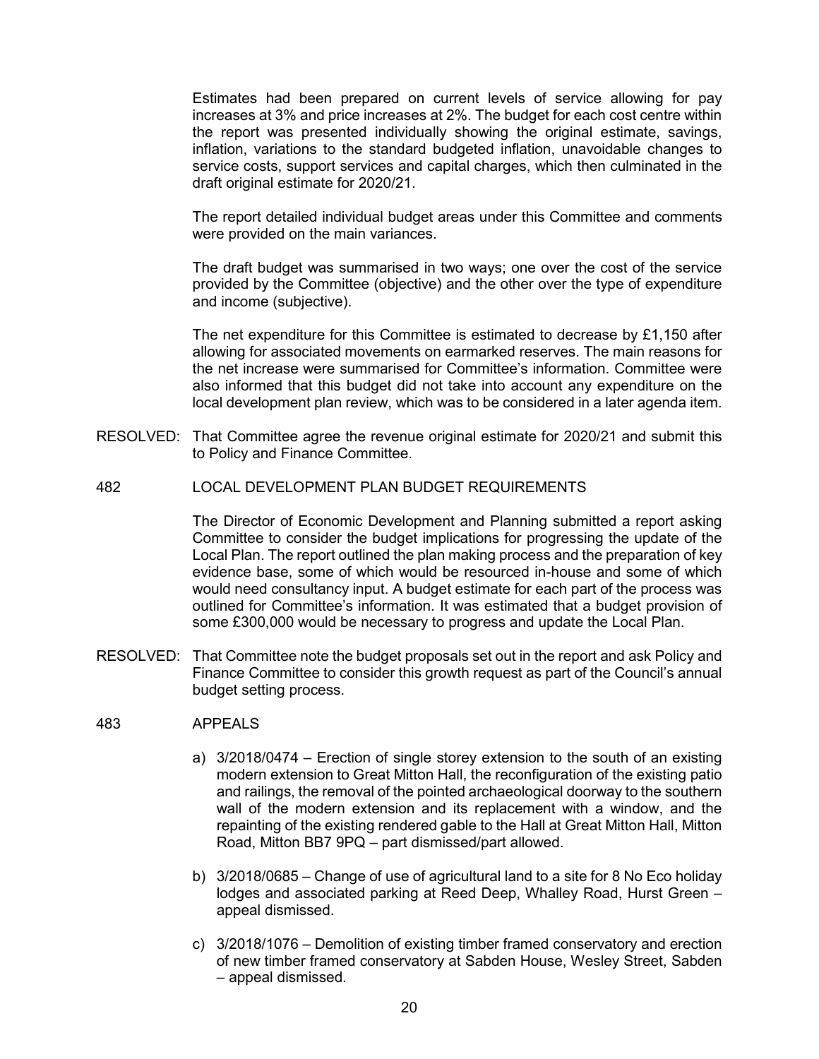Estimates had been prepared on current levels of service allowing for pay increases at 3% and price increases at 2%. The budget for each cost centre within the report was presented individually showing the original estimate, savings, inflation, variations to the standard budgeted inflation, unavoidable changes to service costs, support services and capital charges, which then culminated in the draft original estimate for 2020/21.

The report detailed individual budget areas under this Committee and comments were provided on the main variances.

The draft budget was summarised in two ways; one over the cost of the service provided by the Committee (objective) and the other over the type of expenditure and income (subjective).

The net expenditure for this Committee is estimated to decrease by £1,150 after allowing for associated movements on earmarked reserves. The main reasons for the net increase were summarised for Committee's information. Committee were also informed that this budget did not take into account any expenditure on the local development plan review, which was to be considered in a later agenda item.

RESOLVED: That Committee agree the revenue original estimate for 2020/21 and submit this to Policy and Finance Committee.

482 LOCAL DEVELOPMENT PLAN BUDGET REQUIREMENTS

The Director of Economic Development and Planning submitted a report asking Committee to consider the budget implications for progressing the update of the Local Plan. The report outlined the plan making process and the preparation of key evidence base, some of which would be resourced in-house and some of which would need consultancy input. A budget estimate for each part of the process was outlined for Committee's information. It was estimated that a budget provision of some £300,000 would be necessary to progress and update the Local Plan.

RESOLVED: That Committee note the budget proposals set out in the report and ask Policy and Finance Committee to consider this growth request as part of the Council's annual budget setting process.

483 APPEALS

a) 3/2018/0474 – Erection of single storey extension to the south of an existing modern extension to Great Mitton Hall, the reconfiguration of the existing patio and railings, the removal of the pointed archaeological doorway to the southern wall of the modern extension and its replacement with a window, and the repainting of the existing rendered gable to the Hall at Great Mitton Hall, Mitton Road, Mitton BB7 9PQ – part dismissed/part allowed.

b) 3/2018/0685 – Change of use of agricultural land to a site for 8 No Eco holiday lodges and associated parking at Reed Deep, Whalley Road, Hurst Green – appeal dismissed.

c) 3/2018/1076 – Demolition of existing timber framed conservatory and erection of new timber framed conservatory at Sabden House, Wesley Street, Sabden – appeal dismissed.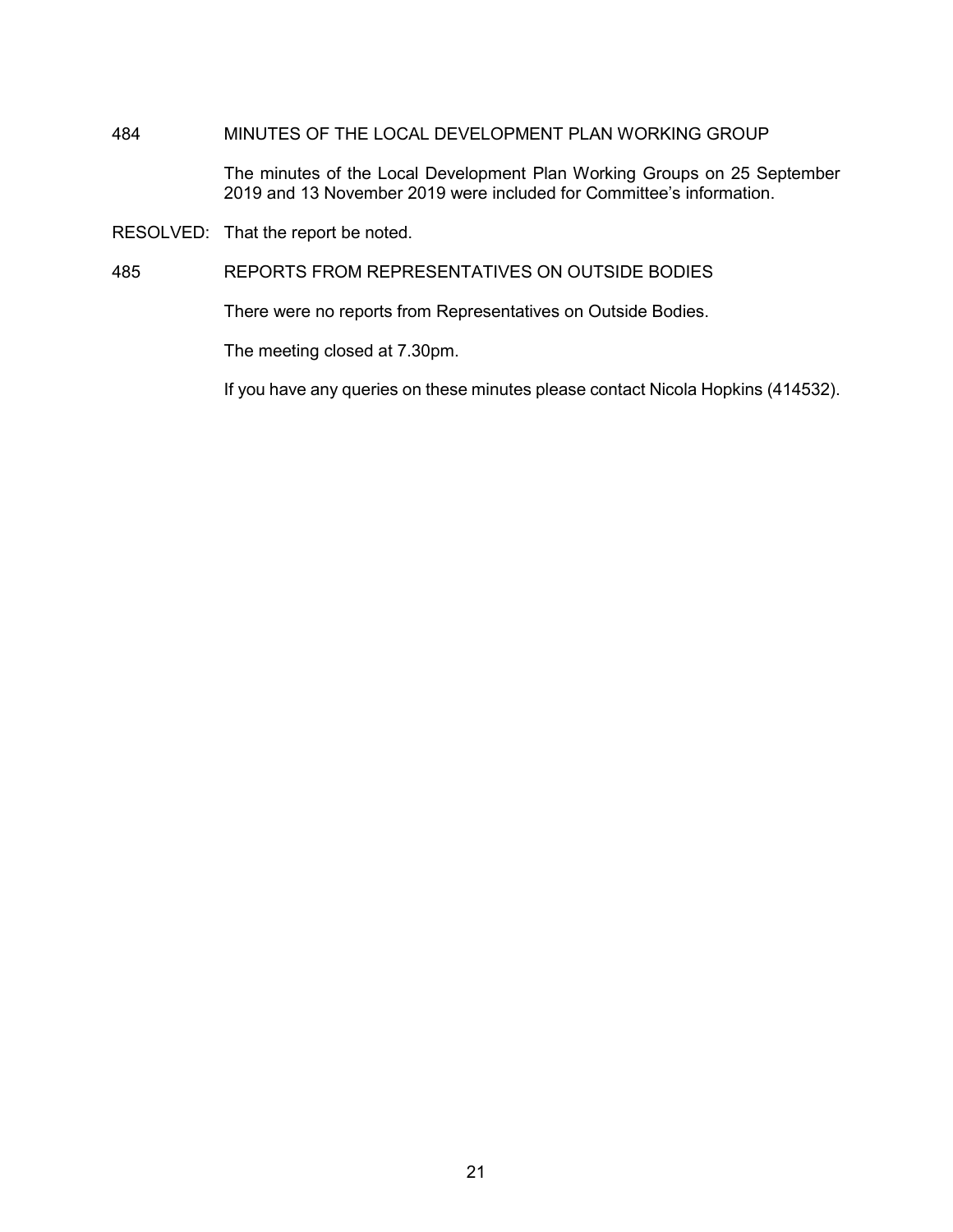484 MINUTES OF THE LOCAL DEVELOPMENT PLAN WORKING GROUP

The minutes of the Local Development Plan Working Groups on 25 September 2019 and 13 November 2019 were included for Committee's information.

RESOLVED: That the report be noted.

485 REPORTS FROM REPRESENTATIVES ON OUTSIDE BODIES

There were no reports from Representatives on Outside Bodies.

The meeting closed at 7.30pm.

If you have any queries on these minutes please contact Nicola Hopkins (414532).